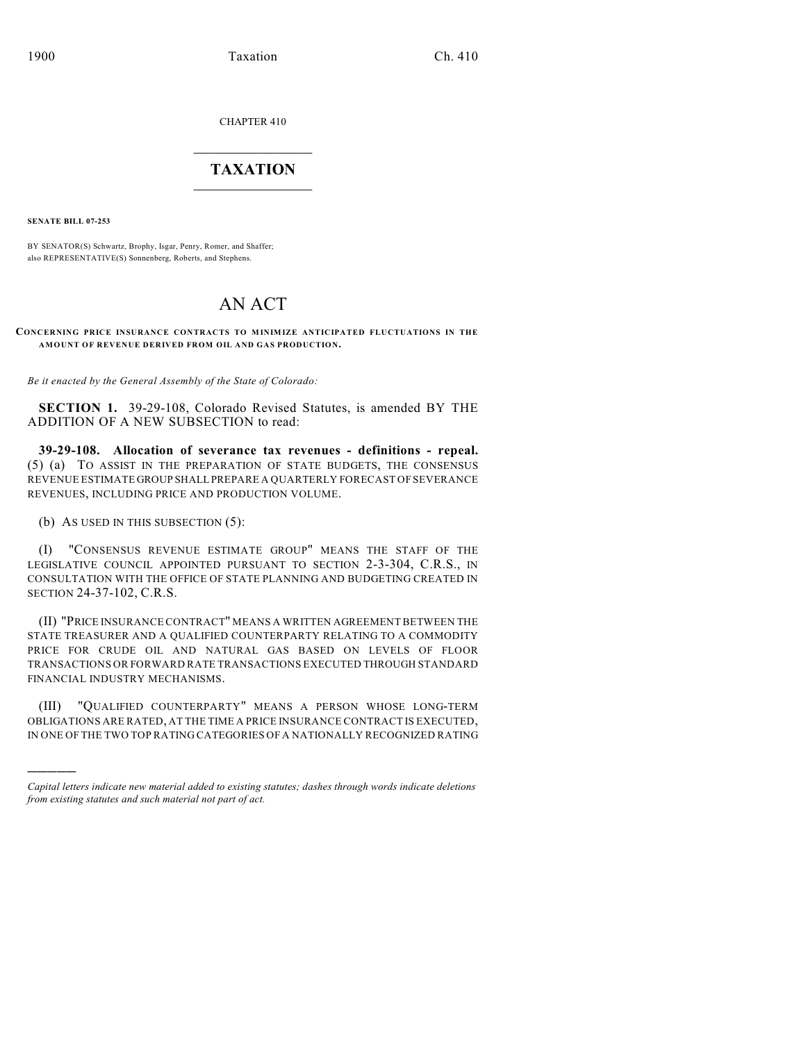CHAPTER 410

# TAXATION

**SENATE BILL 07-253**

BY SENATOR(S) Schwartz, Brophy, Isgar, Penry, Romer, and Shaffer;
also REPRESENTATIVE(S) Sonnenberg, Roberts, and Stephens.

# AN ACT

**CONCERNING PRICE INSURANCE CONTRACTS TO MINIMIZE ANTICIPATED FLUCTUATIONS IN THE AMOUNT OF REVENUE DERIVED FROM OIL AND GAS PRODUCTION.**

*Be it enacted by the General Assembly of the State of Colorado:*

**SECTION 1.** 39-29-108, Colorado Revised Statutes, is amended BY THE ADDITION OF A NEW SUBSECTION to read:

**39-29-108. Allocation of severance tax revenues - definitions - repeal.** (5) (a) TO ASSIST IN THE PREPARATION OF STATE BUDGETS, THE CONSENSUS REVENUE ESTIMATE GROUP SHALL PREPARE A QUARTERLY FORECAST OF SEVERANCE REVENUES, INCLUDING PRICE AND PRODUCTION VOLUME.

(b) AS USED IN THIS SUBSECTION (5):

(I) "CONSENSUS REVENUE ESTIMATE GROUP" MEANS THE STAFF OF THE LEGISLATIVE COUNCIL APPOINTED PURSUANT TO SECTION 2-3-304, C.R.S., IN CONSULTATION WITH THE OFFICE OF STATE PLANNING AND BUDGETING CREATED IN SECTION 24-37-102, C.R.S.

(II) "PRICE INSURANCE CONTRACT" MEANS A WRITTEN AGREEMENT BETWEEN THE STATE TREASURER AND A QUALIFIED COUNTERPARTY RELATING TO A COMMODITY PRICE FOR CRUDE OIL AND NATURAL GAS BASED ON LEVELS OF FLOOR TRANSACTIONS OR FORWARD RATE TRANSACTIONS EXECUTED THROUGH STANDARD FINANCIAL INDUSTRY MECHANISMS.

(III) "QUALIFIED COUNTERPARTY" MEANS A PERSON WHOSE LONG-TERM OBLIGATIONS ARE RATED, AT THE TIME A PRICE INSURANCE CONTRACT IS EXECUTED, IN ONE OF THE TWO TOP RATING CATEGORIES OF A NATIONALLY RECOGNIZED RATING

---

*Capital letters indicate new material added to existing statutes; dashes through words indicate deletions from existing statutes and such material not part of act.*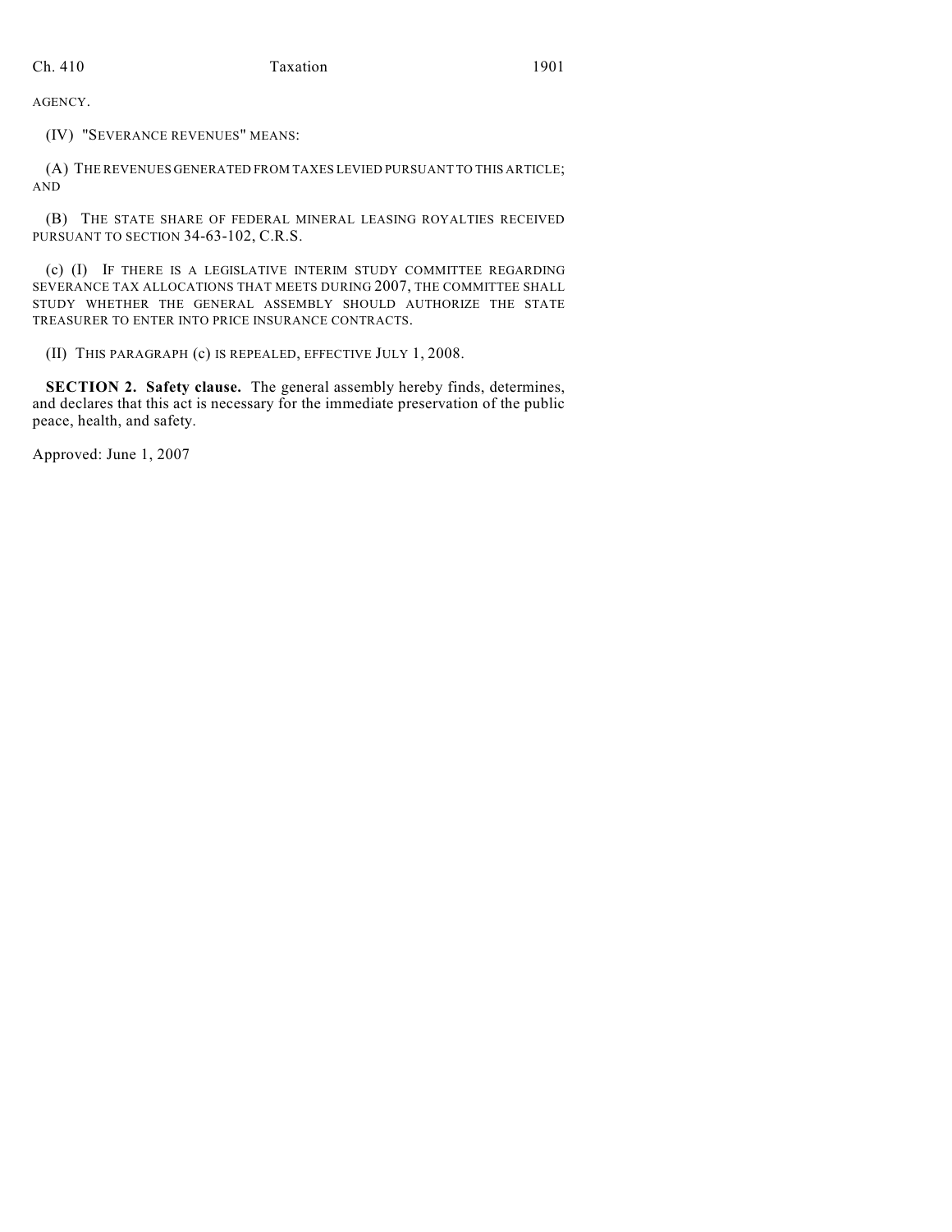AGENCY.

(IV) "SEVERANCE REVENUES" MEANS:

(A) THE REVENUES GENERATED FROM TAXES LEVIED PURSUANT TO THIS ARTICLE; AND

(B) THE STATE SHARE OF FEDERAL MINERAL LEASING ROYALTIES RECEIVED PURSUANT TO SECTION 34-63-102, C.R.S.

(c) (I) IF THERE IS A LEGISLATIVE INTERIM STUDY COMMITTEE REGARDING SEVERANCE TAX ALLOCATIONS THAT MEETS DURING 2007, THE COMMITTEE SHALL STUDY WHETHER THE GENERAL ASSEMBLY SHOULD AUTHORIZE THE STATE TREASURER TO ENTER INTO PRICE INSURANCE CONTRACTS.

(II) THIS PARAGRAPH (c) IS REPEALED, EFFECTIVE JULY 1, 2008.

**SECTION 2. Safety clause.** The general assembly hereby finds, determines, and declares that this act is necessary for the immediate preservation of the public peace, health, and safety.

Approved: June 1, 2007